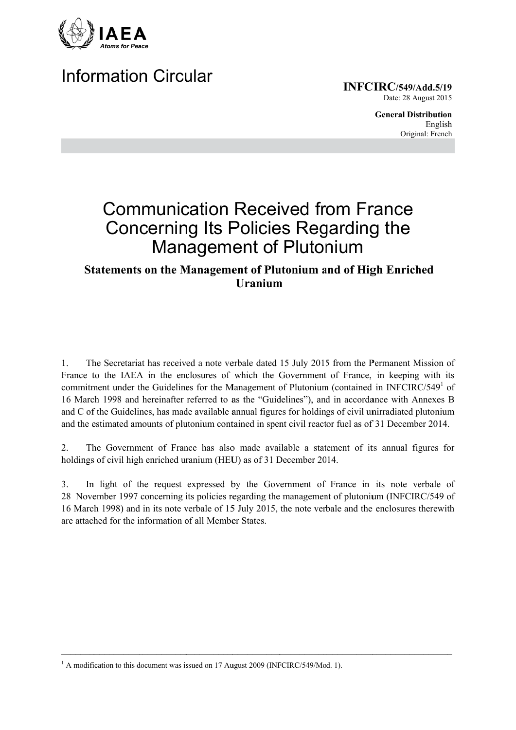IAEA
*Atoms for Peace*

# Information Circular

**INFCIRC/549/Add.5/19**
Date: 28 August 2015

**General Distribution**
English
Original: French

# Communication Received from France Concerning Its Policies Regarding the Management of Plutonium

## Statements on the Management of Plutonium and of High Enriched Uranium

1. The Secretariat has received a note verbale dated 15 July 2015 from the Permanent Mission of France to the IAEA in the enclosures of which the Government of France, in keeping with its commitment under the Guidelines for the Management of Plutonium (contained in INFCIRC/549[1] of 16 March 1998 and hereinafter referred to as the "Guidelines"), and in accordance with Annexes B and C of the Guidelines, has made available annual figures for holdings of civil unirradiated plutonium and the estimated amounts of plutonium contained in spent civil reactor fuel as of 31 December 2014.

2. The Government of France has also made available a statement of its annual figures for holdings of civil high enriched uranium (HEU) as of 31 December 2014.

3. In light of the request expressed by the Government of France in its note verbale of 28 November 1997 concerning its policies regarding the management of plutonium (INFCIRC/549 of 16 March 1998) and in its note verbale of 15 July 2015, the note verbale and the enclosures therewith are attached for the information of all Member States.

---

[1] A modification to this document was issued on 17 August 2009 (INFCIRC/549/Mod. 1).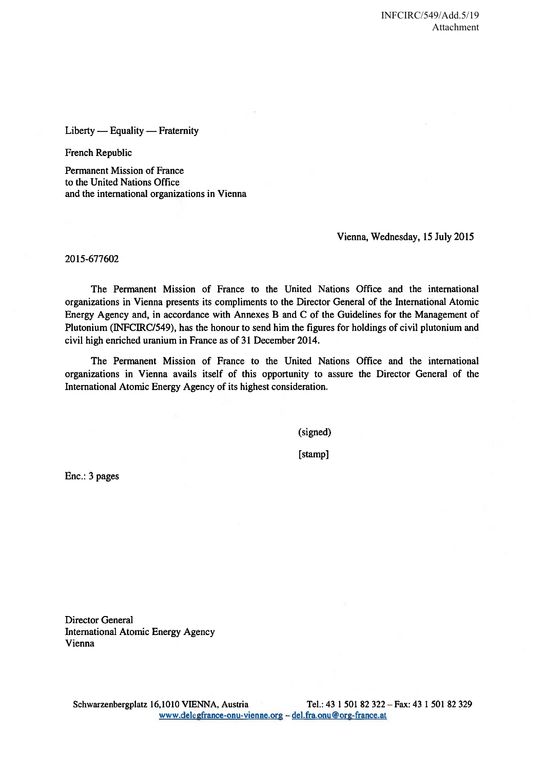Liberty — Equality — Fraternity

French Republic

Permanent Mission of France
to the United Nations Office
and the international organizations in Vienna

Vienna, Wednesday, 15 July 2015

2015-677602

The Permanent Mission of France to the United Nations Office and the international organizations in Vienna presents its compliments to the Director General of the International Atomic Energy Agency and, in accordance with Annexes B and C of the Guidelines for the Management of Plutonium (INFCIRC/549), has the honour to send him the figures for holdings of civil plutonium and civil high enriched uranium in France as of 31 December 2014.

The Permanent Mission of France to the United Nations Office and the international organizations in Vienna avails itself of this opportunity to assure the Director General of the International Atomic Energy Agency of its highest consideration.

(signed)

[stamp]

Enc.: 3 pages

Director General
International Atomic Energy Agency
Vienna

Schwarzenbergplatz 16,1010 VIENNA, Austria Tel.: 43 1 501 82 322 – Fax: 43 1 501 82 329
www.delegfrance-onu-vienne.org – del.fra.onu@org-france.at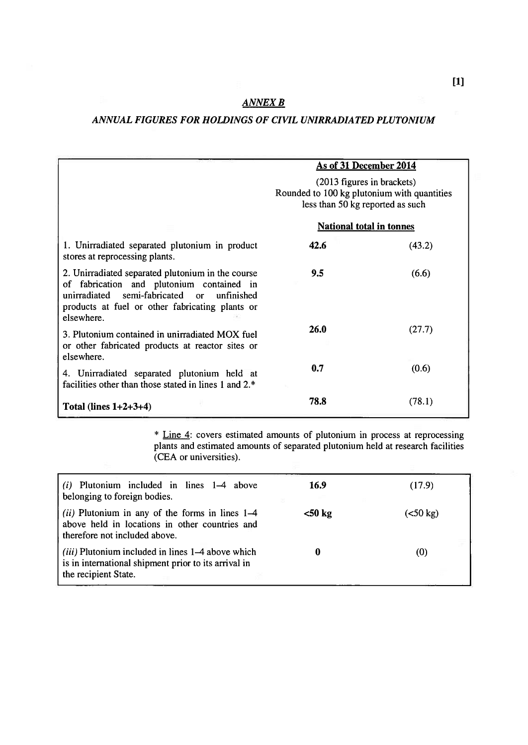## *ANNEX B*

### *ANNUAL FIGURES FOR HOLDINGS OF CIVIL UNIRRADIATED PLUTONIUM*

| | **As of 31 December 2014** | |
|---|---|---|
| | (2013 figures in brackets) Rounded to 100 kg plutonium with quantities less than 50 kg reported as such | |
| | **National total in tonnes** | |
| 1. Unirradiated separated plutonium in product stores at reprocessing plants. | **42.6** | (43.2) |
| 2. Unirradiated separated plutonium in the course of fabrication and plutonium contained in unirradiated semi-fabricated or unfinished products at fuel or other fabricating plants or elsewhere. | **9.5** | (6.6) |
| 3. Plutonium contained in unirradiated MOX fuel or other fabricated products at reactor sites or elsewhere. | **26.0** | (27.7) |
| 4. Unirradiated separated plutonium held at facilities other than those stated in lines 1 and 2.* | **0.7** | (0.6) |
| **Total (lines 1+2+3+4)** | **78.8** | (78.1) |

* Line 4: covers estimated amounts of plutonium in process at reprocessing plants and estimated amounts of separated plutonium held at research facilities (CEA or universities).

| | | |
|---|---|---|
| *(i)* Plutonium included in lines 1–4 above belonging to foreign bodies. | **16.9** | (17.9) |
| *(ii)* Plutonium in any of the forms in lines 1–4 above held in locations in other countries and therefore not included above. | **<50 kg** | (<50 kg) |
| *(iii)* Plutonium included in lines 1–4 above which is in international shipment prior to its arrival in the recipient State. | **0** | (0) |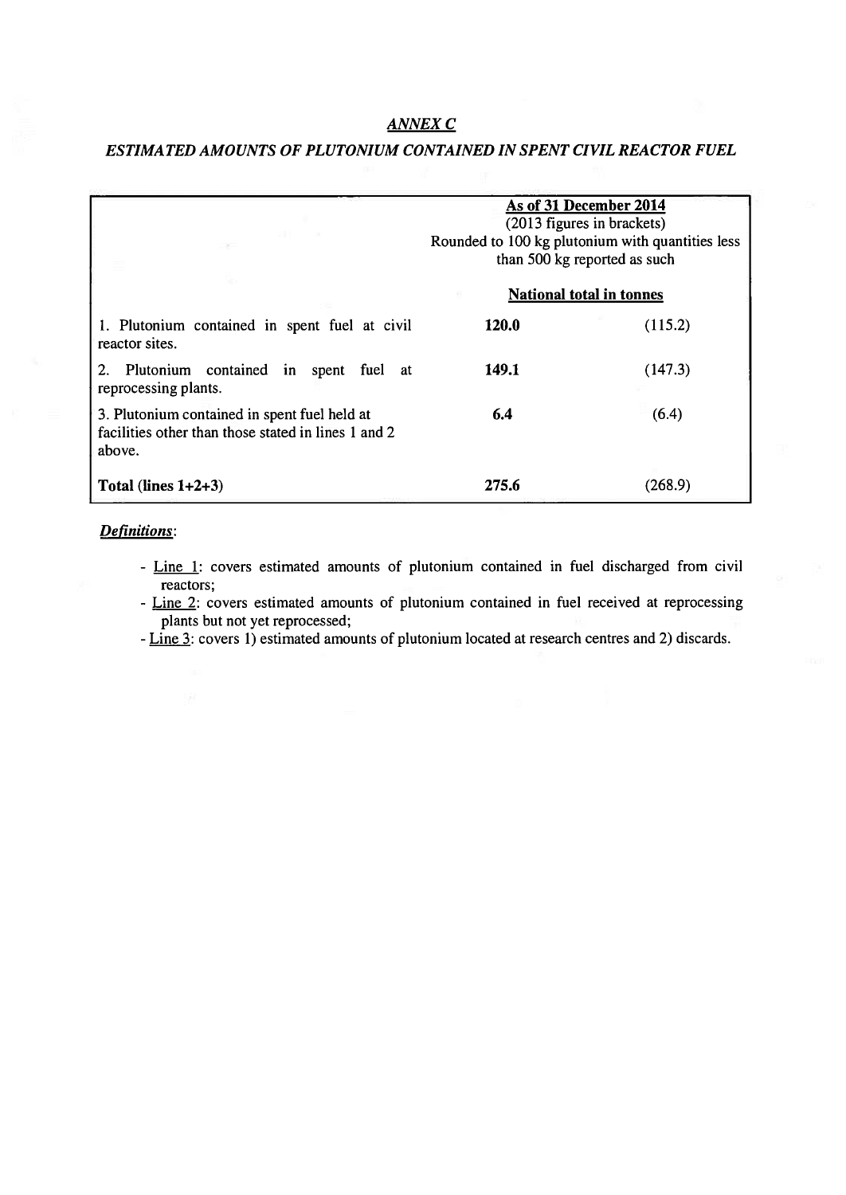## *ANNEX C*

### *ESTIMATED AMOUNTS OF PLUTONIUM CONTAINED IN SPENT CIVIL REACTOR FUEL*

| | As of 31 December 2014 (2013 figures in brackets) Rounded to 100 kg plutonium with quantities less than 500 kg reported as such | |
|---|---|---|
| | **National total in tonnes** | |
| 1. Plutonium contained in spent fuel at civil reactor sites. | **120.0** | (115.2) |
| 2. Plutonium contained in spent fuel at reprocessing plants. | **149.1** | (147.3) |
| 3. Plutonium contained in spent fuel held at facilities other than those stated in lines 1 and 2 above. | **6.4** | (6.4) |
| **Total (lines 1+2+3)** | **275.6** | (268.9) |

***Definitions***:

- Line 1: covers estimated amounts of plutonium contained in fuel discharged from civil reactors;
- Line 2: covers estimated amounts of plutonium contained in fuel received at reprocessing plants but not yet reprocessed;
- Line 3: covers 1) estimated amounts of plutonium located at research centres and 2) discards.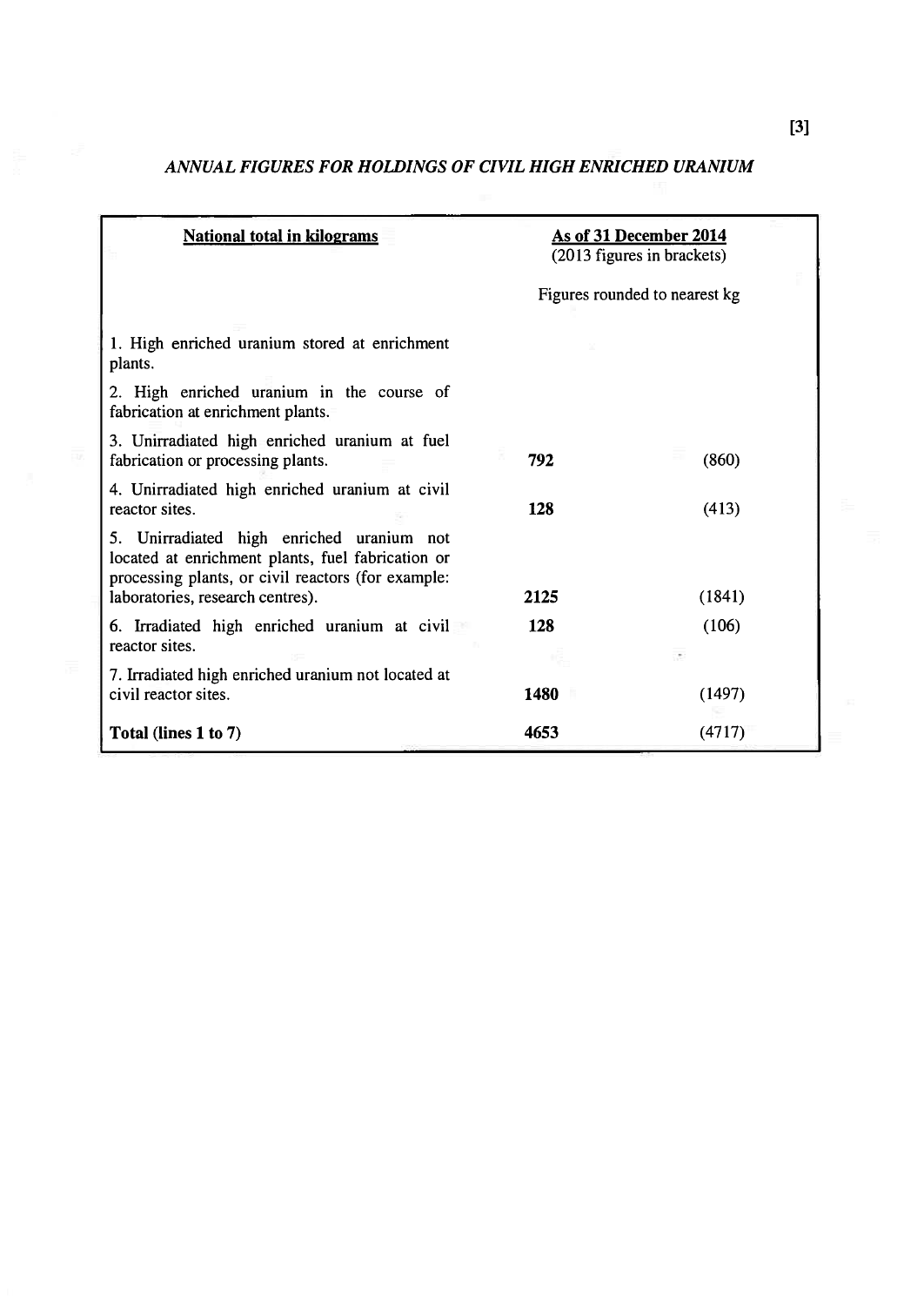*ANNUAL FIGURES FOR HOLDINGS OF CIVIL HIGH ENRICHED URANIUM*

| National total in kilograms | As of 31 December 2014<br>(2013 figures in brackets)<br><br>Figures rounded to nearest kg | |
|---|---|---|
| 1. High enriched uranium stored at enrichment plants. | | |
| 2. High enriched uranium in the course of fabrication at enrichment plants. | | |
| 3. Unirradiated high enriched uranium at fuel fabrication or processing plants. | **792** | (860) |
| 4. Unirradiated high enriched uranium at civil reactor sites. | **128** | (413) |
| 5. Unirradiated high enriched uranium not located at enrichment plants, fuel fabrication or processing plants, or civil reactors (for example: laboratories, research centres). | **2125** | (1841) |
| 6. Irradiated high enriched uranium at civil reactor sites. | **128** | (106) |
| 7. Irradiated high enriched uranium not located at civil reactor sites. | **1480** | (1497) |
| **Total (lines 1 to 7)** | **4653** | (4717) |